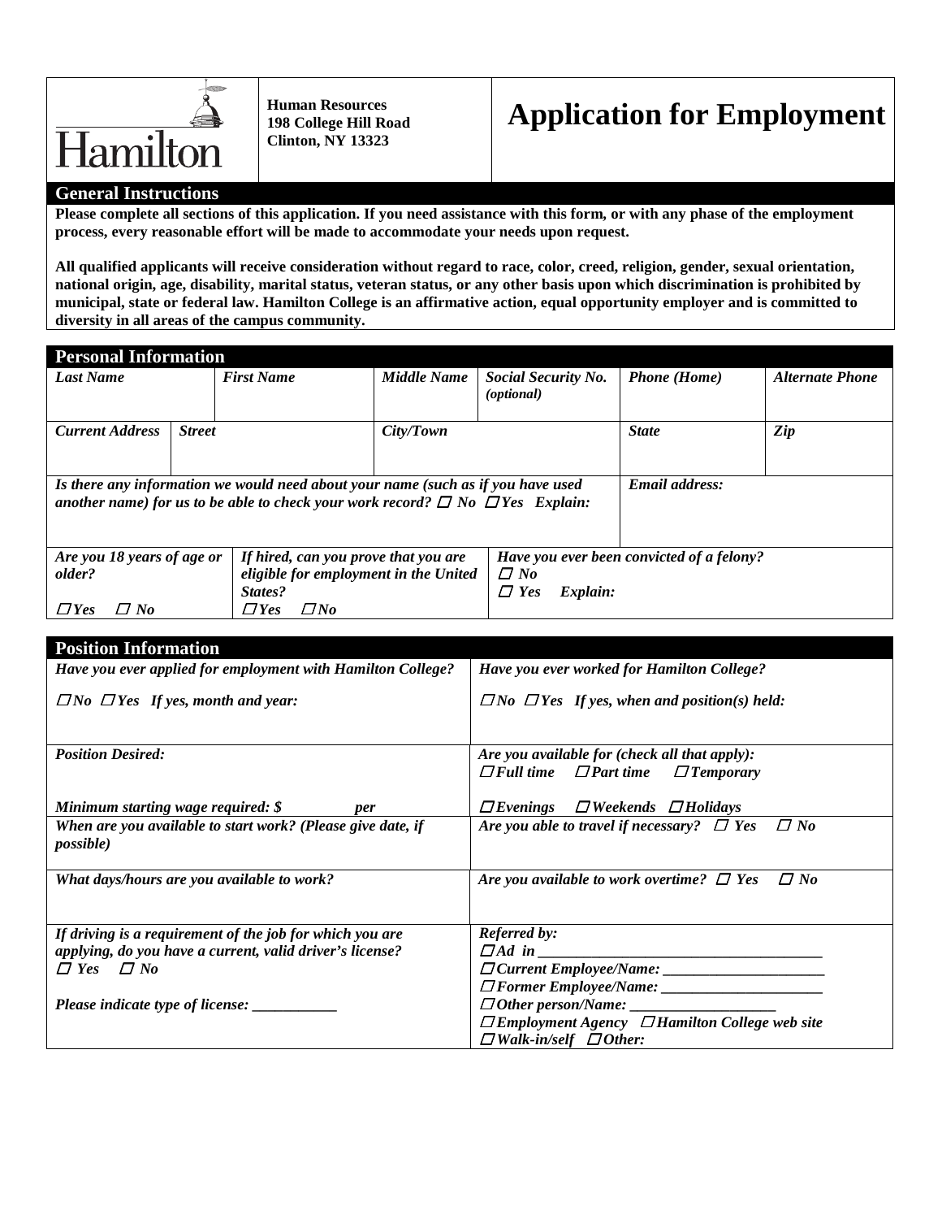Hamilton

**Human Resources**
**198 College Hill Road**
**Clinton, NY 13323**

# Application for Employment

## General Instructions

**Please complete all sections of this application. If you need assistance with this form, or with any phase of the employment process, every reasonable effort will be made to accommodate your needs upon request.**

**All qualified applicants will receive consideration without regard to race, color, creed, religion, gender, sexual orientation, national origin, age, disability, marital status, veteran status, or any other basis upon which discrimination is prohibited by municipal, state or federal law. Hamilton College is an affirmative action, equal opportunity employer and is committed to diversity in all areas of the campus community.**

## Personal Information

| ***Last Name*** | | ***First Name*** | ***Middle Name*** | ***Social Security No. (optional)*** | ***Phone (Home)*** | ***Alternate Phone*** |
|---|---|---|---|---|---|---|
| ***Current Address*** | ***Street*** | | ***City/Town*** | | ***State*** | ***Zip*** |

***Is there any information we would need about your name (such as if you have used another name) for us to be able to check your work record?*** ☐ ***No*** ☐ ***Yes Explain:***

***Email address:***

| ***Are you 18 years of age or older?*** ☐ ***Yes*** ☐ ***No*** | ***If hired, can you prove that you are eligible for employment in the United States?*** ☐ ***Yes*** ☐ ***No*** | ***Have you ever been convicted of a felony?*** ☐ ***No*** ☐ ***Yes Explain:*** |
|---|---|---|

## Position Information

| | |
|---|---|
| ***Have you ever applied for employment with Hamilton College?*** ☐ ***No*** ☐ ***Yes If yes, month and year:*** | ***Have you ever worked for Hamilton College?*** ☐ ***No*** ☐ ***Yes If yes, when and position(s) held:*** |
| ***Position Desired:*** ***Minimum starting wage required: $ per*** | ***Are you available for (check all that apply):*** ☐ ***Full time*** ☐ ***Part time*** ☐ ***Temporary*** ☐ ***Evenings*** ☐ ***Weekends*** ☐ ***Holidays*** |
| ***When are you available to start work? (Please give date, if possible)*** | ***Are you able to travel if necessary?*** ☐ ***Yes*** ☐ ***No*** |
| ***What days/hours are you available to work?*** | ***Are you available to work overtime?*** ☐ ***Yes*** ☐ ***No*** |
| ***If driving is a requirement of the job for which you are applying, do you have a current, valid driver's license?*** ☐ ***Yes*** ☐ ***No*** ***Please indicate type of license: ___________*** | ***Referred by:*** ☐ ***Ad in _____________________________________*** ☐ ***Current Employee/Name: _____________________*** ☐ ***Former Employee/Name: _____________________*** ☐ ***Other person/Name: ___________________*** ☐ ***Employment Agency*** ☐ ***Hamilton College web site*** ☐ ***Walk-in/self*** ☐ ***Other:*** |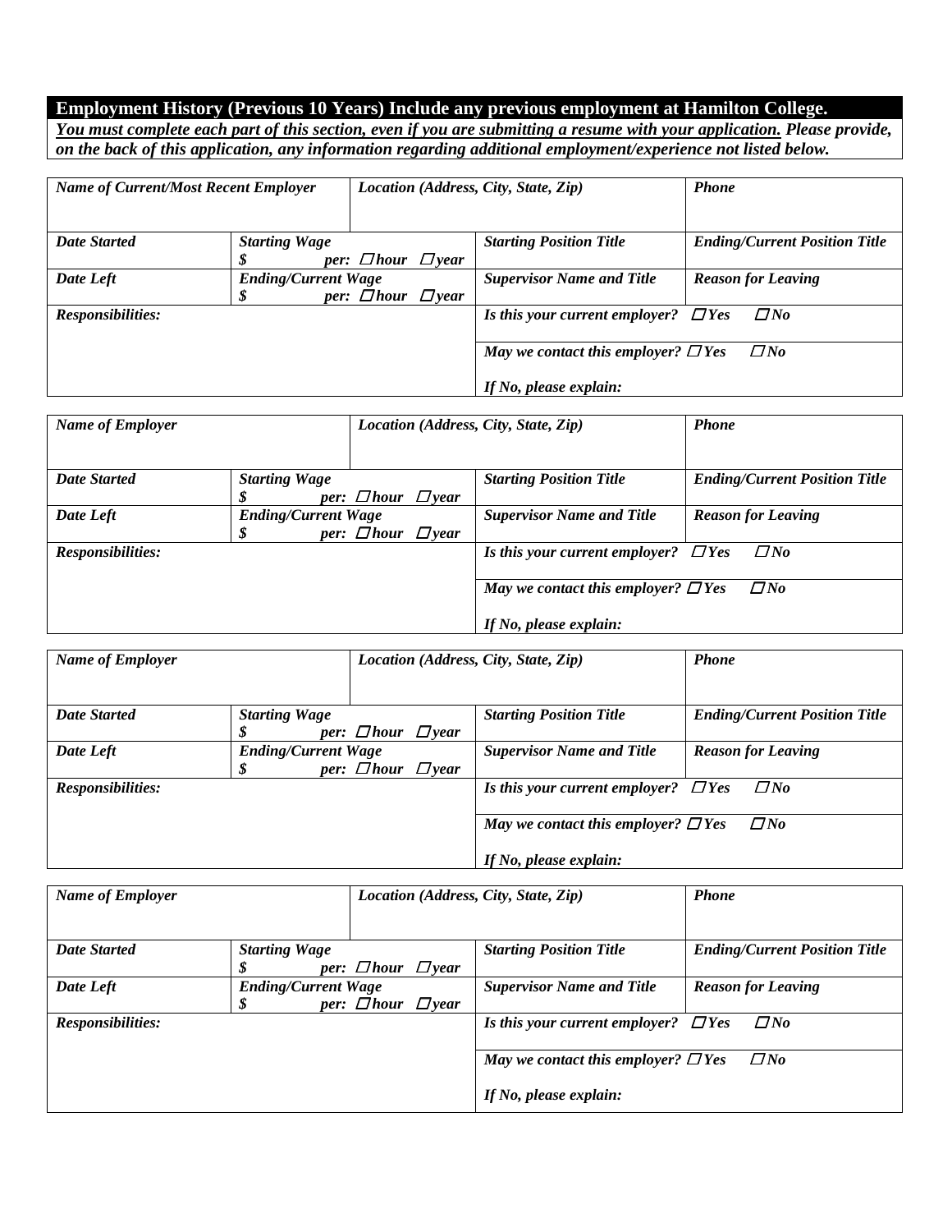## Employment History (Previous 10 Years) Include any previous employment at Hamilton College.

***You must complete each part of this section, even if you are submitting a resume with your application. Please provide, on the back of this application, any information regarding additional employment/experience not listed below.***

| ***Name of Current/Most Recent Employer*** | | ***Location (Address, City, State, Zip)*** | ***Phone*** |
|---|---|---|---|
| ***Date Started*** | ***Starting Wage*** ***$ per: ☐hour ☐year*** | ***Starting Position Title*** | ***Ending/Current Position Title*** |
| ***Date Left*** | ***Ending/Current Wage*** ***$ per: ☐hour ☐year*** | ***Supervisor Name and Title*** | ***Reason for Leaving*** |
| ***Responsibilities:*** | | ***Is this your current employer? ☐Yes ☐No*** | |
| | | ***May we contact this employer? ☐Yes ☐No*** ***If No, please explain:*** | |

| ***Name of Employer*** | | ***Location (Address, City, State, Zip)*** | ***Phone*** |
|---|---|---|---|
| ***Date Started*** | ***Starting Wage*** ***$ per: ☐hour ☐year*** | ***Starting Position Title*** | ***Ending/Current Position Title*** |
| ***Date Left*** | ***Ending/Current Wage*** ***$ per: ☐hour ☐year*** | ***Supervisor Name and Title*** | ***Reason for Leaving*** |
| ***Responsibilities:*** | | ***Is this your current employer? ☐Yes ☐No*** | |
| | | ***May we contact this employer? ☐Yes ☐No*** ***If No, please explain:*** | |

| ***Name of Employer*** | | ***Location (Address, City, State, Zip)*** | ***Phone*** |
|---|---|---|---|
| ***Date Started*** | ***Starting Wage*** ***$ per: ☐hour ☐year*** | ***Starting Position Title*** | ***Ending/Current Position Title*** |
| ***Date Left*** | ***Ending/Current Wage*** ***$ per: ☐hour ☐year*** | ***Supervisor Name and Title*** | ***Reason for Leaving*** |
| ***Responsibilities:*** | | ***Is this your current employer? ☐Yes ☐No*** | |
| | | ***May we contact this employer? ☐Yes ☐No*** ***If No, please explain:*** | |

| ***Name of Employer*** | | ***Location (Address, City, State, Zip)*** | ***Phone*** |
|---|---|---|---|
| ***Date Started*** | ***Starting Wage*** ***$ per: ☐hour ☐year*** | ***Starting Position Title*** | ***Ending/Current Position Title*** |
| ***Date Left*** | ***Ending/Current Wage*** ***$ per: ☐hour ☐year*** | ***Supervisor Name and Title*** | ***Reason for Leaving*** |
| ***Responsibilities:*** | | ***Is this your current employer? ☐Yes ☐No*** | |
| | | ***May we contact this employer? ☐Yes ☐No*** ***If No, please explain:*** | |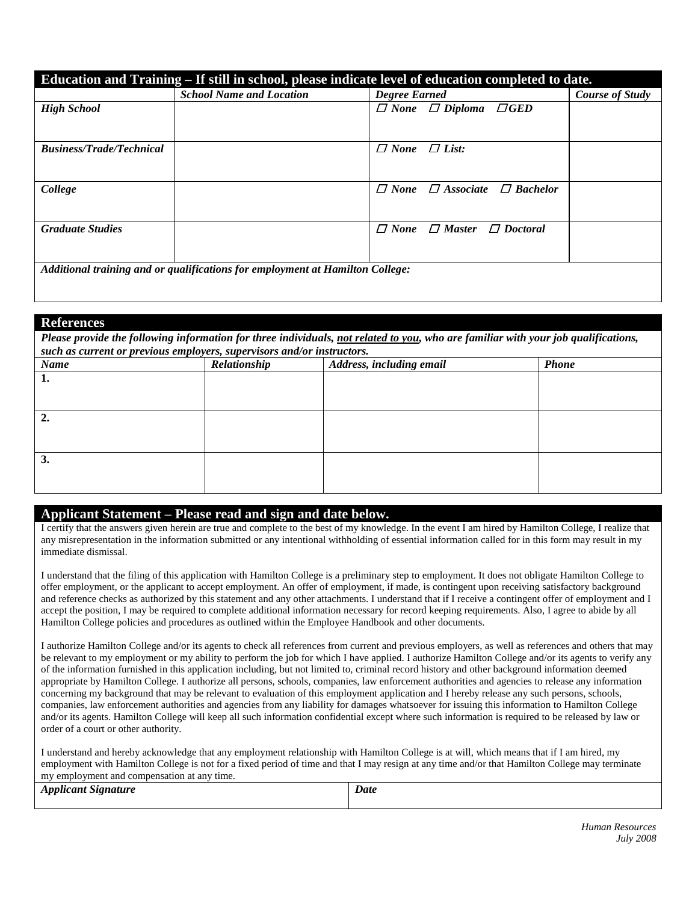## Education and Training – If still in school, please indicate level of education completed to date.

| | *School Name and Location* | *Degree Earned* | *Course of Study* |
|---|---|---|---|
| ***High School*** | | ☐ *None* ☐ *Diploma* ☐*GED* | |
| ***Business/Trade/Technical*** | | ☐ *None* ☐ *List:* | |
| ***College*** | | ☐ *None* ☐ *Associate* ☐ *Bachelor* | |
| ***Graduate Studies*** | | ☐ *None* ☐ *Master* ☐ *Doctoral* | |

***Additional training and or qualifications for employment at Hamilton College:***

## References

***Please provide the following information for three individuals, not related to you, who are familiar with your job qualifications, such as current or previous employers, supervisors and/or instructors.***

| *Name* | *Relationship* | *Address, including email* | *Phone* |
|---|---|---|---|
| **1.** | | | |
| **2.** | | | |
| **3.** | | | |

## Applicant Statement – Please read and sign and date below.

I certify that the answers given herein are true and complete to the best of my knowledge. In the event I am hired by Hamilton College, I realize that any misrepresentation in the information submitted or any intentional withholding of essential information called for in this form may result in my immediate dismissal.

I understand that the filing of this application with Hamilton College is a preliminary step to employment. It does not obligate Hamilton College to offer employment, or the applicant to accept employment. An offer of employment, if made, is contingent upon receiving satisfactory background and reference checks as authorized by this statement and any other attachments. I understand that if I receive a contingent offer of employment and I accept the position, I may be required to complete additional information necessary for record keeping requirements. Also, I agree to abide by all Hamilton College policies and procedures as outlined within the Employee Handbook and other documents.

I authorize Hamilton College and/or its agents to check all references from current and previous employers, as well as references and others that may be relevant to my employment or my ability to perform the job for which I have applied. I authorize Hamilton College and/or its agents to verify any of the information furnished in this application including, but not limited to, criminal record history and other background information deemed appropriate by Hamilton College. I authorize all persons, schools, companies, law enforcement authorities and agencies to release any information concerning my background that may be relevant to evaluation of this employment application and I hereby release any such persons, schools, companies, law enforcement authorities and agencies from any liability for damages whatsoever for issuing this information to Hamilton College and/or its agents. Hamilton College will keep all such information confidential except where such information is required to be released by law or order of a court or other authority.

I understand and hereby acknowledge that any employment relationship with Hamilton College is at will, which means that if I am hired, my employment with Hamilton College is not for a fixed period of time and that I may resign at any time and/or that Hamilton College may terminate my employment and compensation at any time.

| *Applicant Signature* | *Date* |
|---|---|
| | |

*Human Resources*
*July 2008*